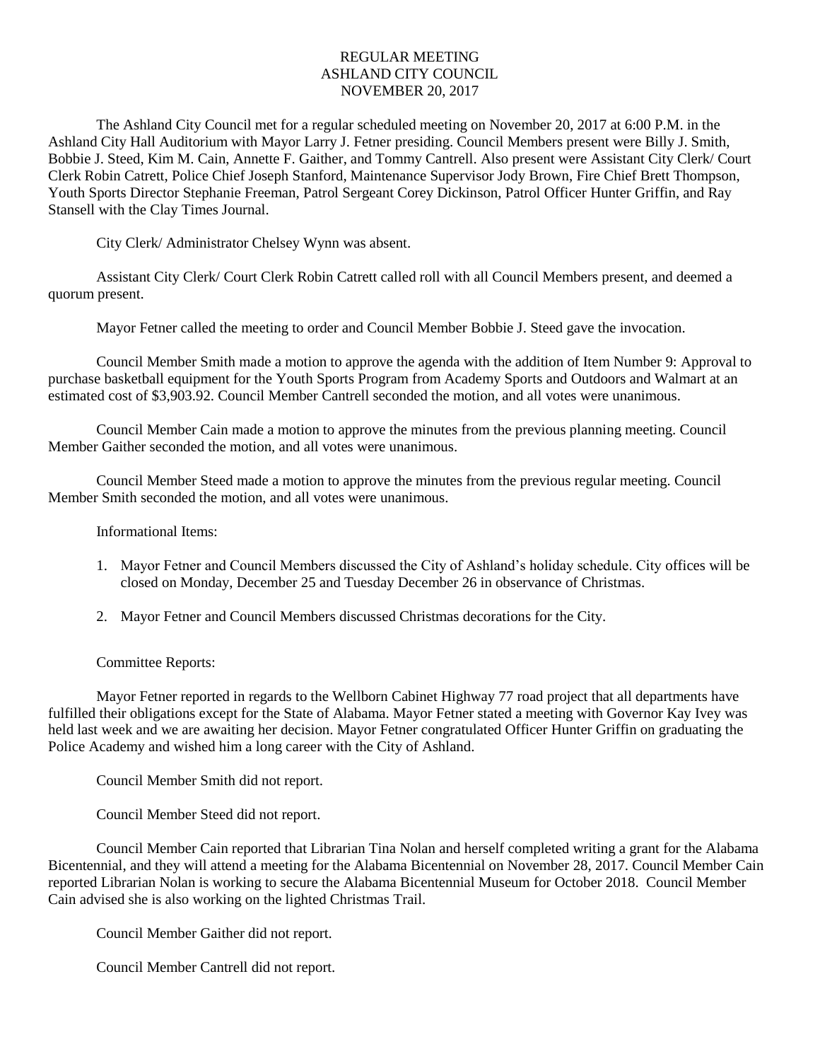# REGULAR MEETING
# ASHLAND CITY COUNCIL
# NOVEMBER 20, 2017

The Ashland City Council met for a regular scheduled meeting on November 20, 2017 at 6:00 P.M. in the Ashland City Hall Auditorium with Mayor Larry J. Fetner presiding. Council Members present were Billy J. Smith, Bobbie J. Steed, Kim M. Cain, Annette F. Gaither, and Tommy Cantrell. Also present were Assistant City Clerk/ Court Clerk Robin Catrett, Police Chief Joseph Stanford, Maintenance Supervisor Jody Brown, Fire Chief Brett Thompson, Youth Sports Director Stephanie Freeman, Patrol Sergeant Corey Dickinson, Patrol Officer Hunter Griffin, and Ray Stansell with the Clay Times Journal.

City Clerk/ Administrator Chelsey Wynn was absent.

Assistant City Clerk/ Court Clerk Robin Catrett called roll with all Council Members present, and deemed a quorum present.

Mayor Fetner called the meeting to order and Council Member Bobbie J. Steed gave the invocation.

Council Member Smith made a motion to approve the agenda with the addition of Item Number 9: Approval to purchase basketball equipment for the Youth Sports Program from Academy Sports and Outdoors and Walmart at an estimated cost of $3,903.92. Council Member Cantrell seconded the motion, and all votes were unanimous.

Council Member Cain made a motion to approve the minutes from the previous planning meeting. Council Member Gaither seconded the motion, and all votes were unanimous.

Council Member Steed made a motion to approve the minutes from the previous regular meeting. Council Member Smith seconded the motion, and all votes were unanimous.

Informational Items:

1. Mayor Fetner and Council Members discussed the City of Ashland's holiday schedule. City offices will be closed on Monday, December 25 and Tuesday December 26 in observance of Christmas.

2. Mayor Fetner and Council Members discussed Christmas decorations for the City.

Committee Reports:

Mayor Fetner reported in regards to the Wellborn Cabinet Highway 77 road project that all departments have fulfilled their obligations except for the State of Alabama. Mayor Fetner stated a meeting with Governor Kay Ivey was held last week and we are awaiting her decision. Mayor Fetner congratulated Officer Hunter Griffin on graduating the Police Academy and wished him a long career with the City of Ashland.

Council Member Smith did not report.

Council Member Steed did not report.

Council Member Cain reported that Librarian Tina Nolan and herself completed writing a grant for the Alabama Bicentennial, and they will attend a meeting for the Alabama Bicentennial on November 28, 2017. Council Member Cain reported Librarian Nolan is working to secure the Alabama Bicentennial Museum for October 2018. Council Member Cain advised she is also working on the lighted Christmas Trail.

Council Member Gaither did not report.

Council Member Cantrell did not report.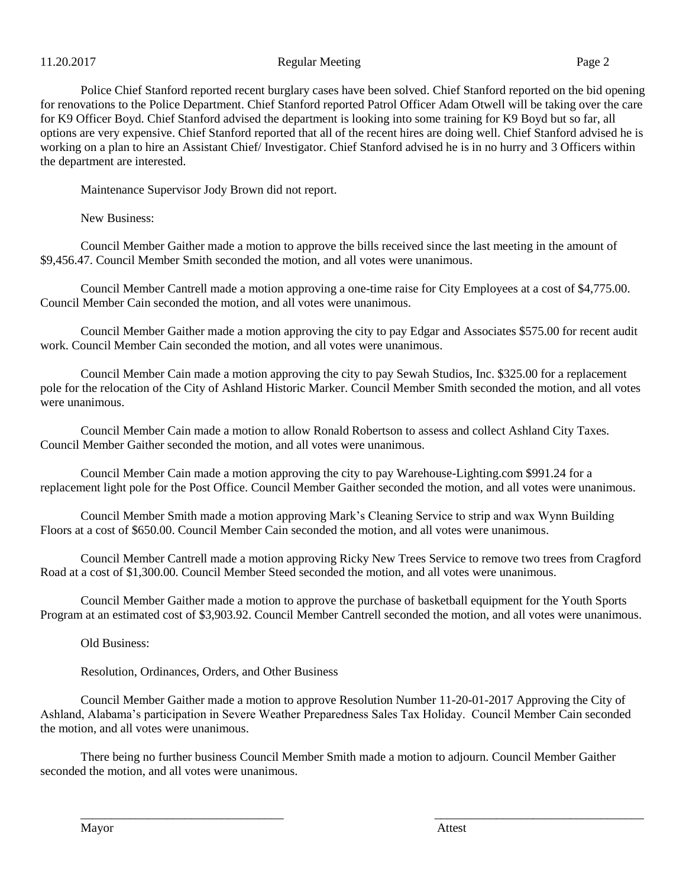Police Chief Stanford reported recent burglary cases have been solved. Chief Stanford reported on the bid opening for renovations to the Police Department. Chief Stanford reported Patrol Officer Adam Otwell will be taking over the care for K9 Officer Boyd. Chief Stanford advised the department is looking into some training for K9 Boyd but so far, all options are very expensive. Chief Stanford reported that all of the recent hires are doing well. Chief Stanford advised he is working on a plan to hire an Assistant Chief/ Investigator. Chief Stanford advised he is in no hurry and 3 Officers within the department are interested.

Maintenance Supervisor Jody Brown did not report.

New Business:

Council Member Gaither made a motion to approve the bills received since the last meeting in the amount of $9,456.47. Council Member Smith seconded the motion, and all votes were unanimous.

Council Member Cantrell made a motion approving a one-time raise for City Employees at a cost of $4,775.00. Council Member Cain seconded the motion, and all votes were unanimous.

Council Member Gaither made a motion approving the city to pay Edgar and Associates $575.00 for recent audit work. Council Member Cain seconded the motion, and all votes were unanimous.

Council Member Cain made a motion approving the city to pay Sewah Studios, Inc. $325.00 for a replacement pole for the relocation of the City of Ashland Historic Marker. Council Member Smith seconded the motion, and all votes were unanimous.

Council Member Cain made a motion to allow Ronald Robertson to assess and collect Ashland City Taxes. Council Member Gaither seconded the motion, and all votes were unanimous.

Council Member Cain made a motion approving the city to pay Warehouse-Lighting.com $991.24 for a replacement light pole for the Post Office. Council Member Gaither seconded the motion, and all votes were unanimous.

Council Member Smith made a motion approving Mark's Cleaning Service to strip and wax Wynn Building Floors at a cost of $650.00. Council Member Cain seconded the motion, and all votes were unanimous.

Council Member Cantrell made a motion approving Ricky New Trees Service to remove two trees from Cragford Road at a cost of $1,300.00. Council Member Steed seconded the motion, and all votes were unanimous.

Council Member Gaither made a motion to approve the purchase of basketball equipment for the Youth Sports Program at an estimated cost of $3,903.92. Council Member Cantrell seconded the motion, and all votes were unanimous.

Old Business:

Resolution, Ordinances, Orders, and Other Business

Council Member Gaither made a motion to approve Resolution Number 11-20-01-2017 Approving the City of Ashland, Alabama's participation in Severe Weather Preparedness Sales Tax Holiday. Council Member Cain seconded the motion, and all votes were unanimous.

There being no further business Council Member Smith made a motion to adjourn. Council Member Gaither seconded the motion, and all votes were unanimous.

\_\_\_\_\_\_\_\_\_\_\_\_\_\_\_\_\_\_\_\_\_\_\_\_\_\_\_\_\_\_\_\_ \_\_\_\_\_\_\_\_\_\_\_\_\_\_\_\_\_\_\_\_\_\_\_\_\_\_\_\_\_\_\_\_

Mayor Attest